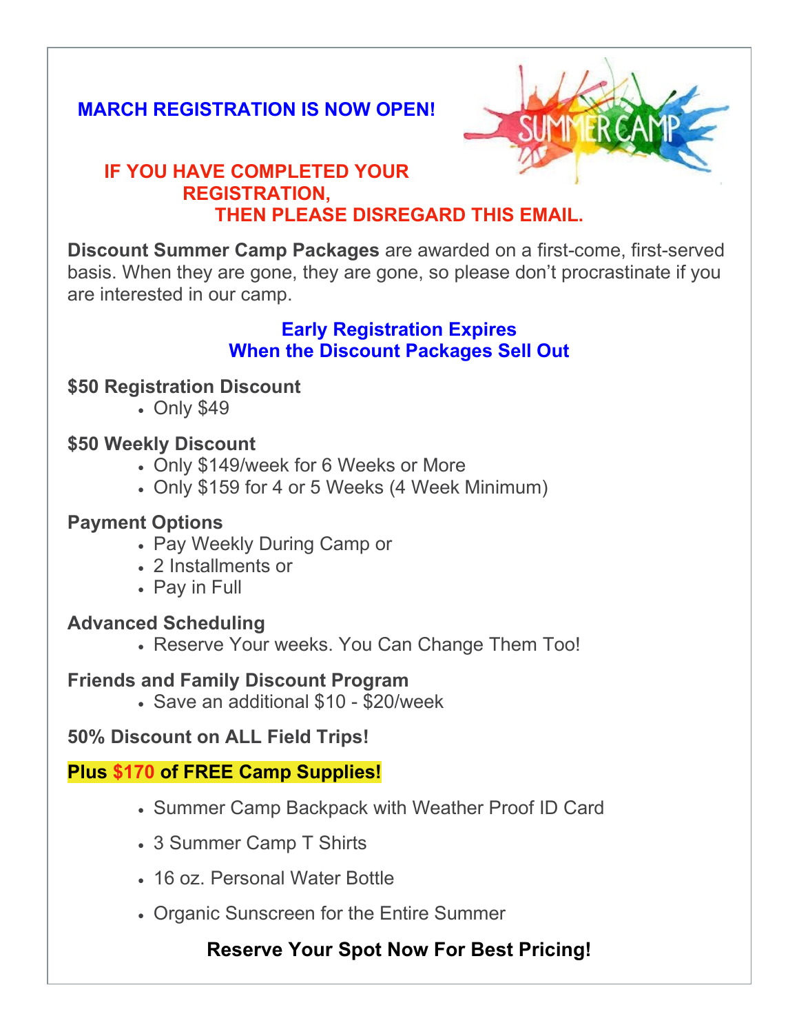**MARCH REGISTRATION IS NOW OPEN!**

**IF YOU HAVE COMPLETED YOUR REGISTRATION, THEN PLEASE DISREGARD THIS EMAIL.**

**Discount Summer Camp Packages** are awarded on a first-come, first-served basis. When they are gone, they are gone, so please don't procrastinate if you are interested in our camp.

**Early Registration Expires When the Discount Packages Sell Out**

**$50 Registration Discount**

- Only $49

**$50 Weekly Discount**

- Only $149/week for 6 Weeks or More
- Only $159 for 4 or 5 Weeks (4 Week Minimum)

**Payment Options**

- Pay Weekly During Camp or
- 2 Installments or
- Pay in Full

**Advanced Scheduling**

- Reserve Your weeks. You Can Change Them Too!

**Friends and Family Discount Program**

- Save an additional $10 - $20/week

**50% Discount on ALL Field Trips!**

**Plus $170 of FREE Camp Supplies!**

- Summer Camp Backpack with Weather Proof ID Card
- 3 Summer Camp T Shirts
- 16 oz. Personal Water Bottle
- Organic Sunscreen for the Entire Summer

**Reserve Your Spot Now For Best Pricing!**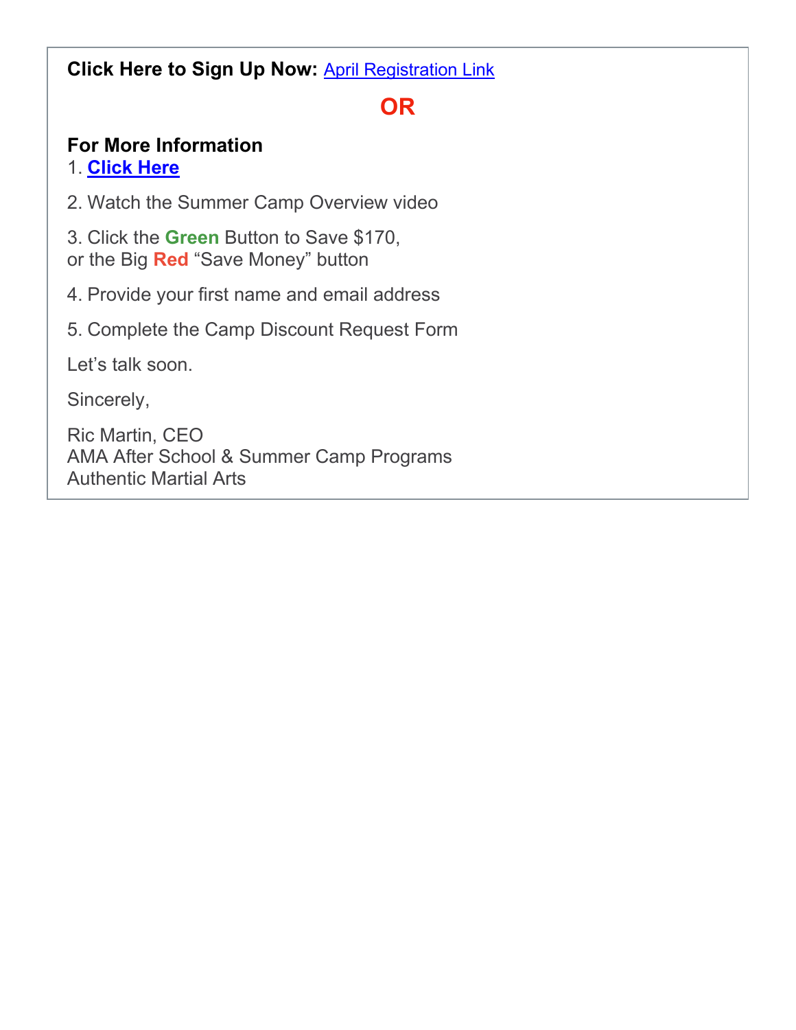**Click Here to Sign Up Now:** April Registration Link

**OR**

**For More Information**

1. **Click Here**

2. Watch the Summer Camp Overview video

3. Click the **Green** Button to Save $170,
or the Big **Red** “Save Money” button

4. Provide your first name and email address

5. Complete the Camp Discount Request Form

Let’s talk soon.

Sincerely,

Ric Martin, CEO
AMA After School & Summer Camp Programs
Authentic Martial Arts